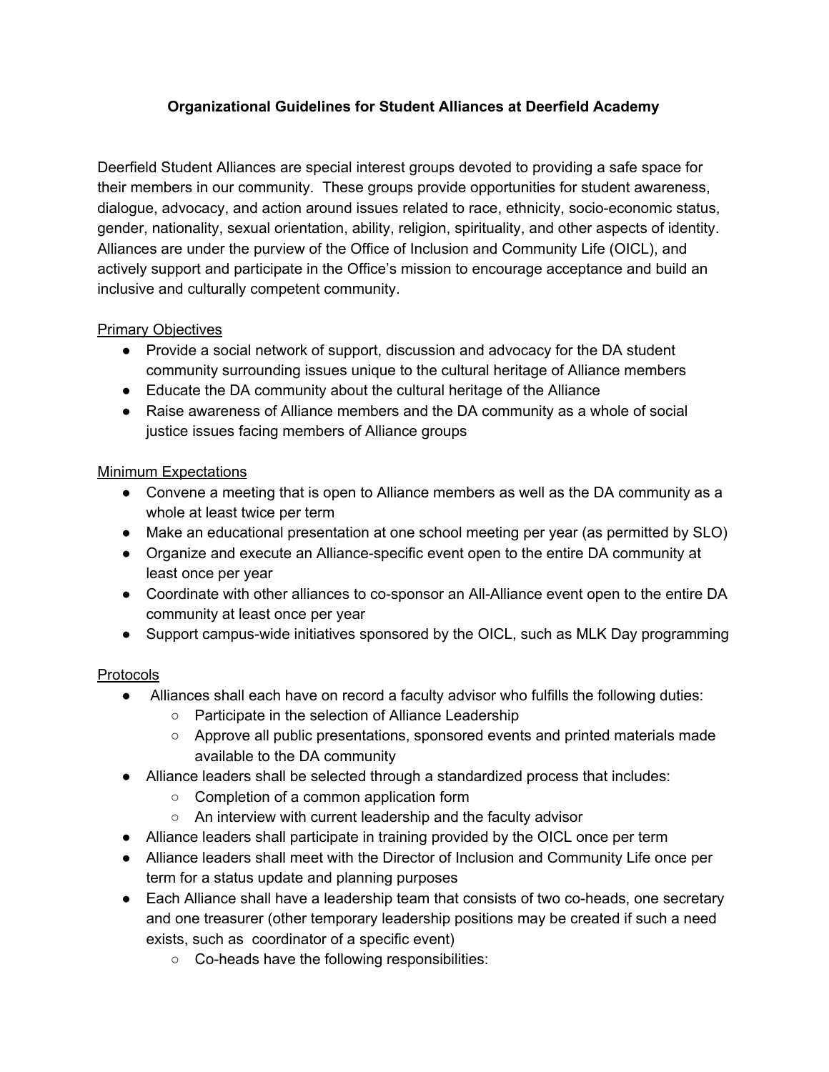# Organizational Guidelines for Student Alliances at Deerfield Academy

Deerfield Student Alliances are special interest groups devoted to providing a safe space for their members in our community. These groups provide opportunities for student awareness, dialogue, advocacy, and action around issues related to race, ethnicity, socio-economic status, gender, nationality, sexual orientation, ability, religion, spirituality, and other aspects of identity. Alliances are under the purview of the Office of Inclusion and Community Life (OICL), and actively support and participate in the Office's mission to encourage acceptance and build an inclusive and culturally competent community.

## Primary Objectives

- Provide a social network of support, discussion and advocacy for the DA student community surrounding issues unique to the cultural heritage of Alliance members
- Educate the DA community about the cultural heritage of the Alliance
- Raise awareness of Alliance members and the DA community as a whole of social justice issues facing members of Alliance groups

## Minimum Expectations

- Convene a meeting that is open to Alliance members as well as the DA community as a whole at least twice per term
- Make an educational presentation at one school meeting per year (as permitted by SLO)
- Organize and execute an Alliance-specific event open to the entire DA community at least once per year
- Coordinate with other alliances to co-sponsor an All-Alliance event open to the entire DA community at least once per year
- Support campus-wide initiatives sponsored by the OICL, such as MLK Day programming

## Protocols

- Alliances shall each have on record a faculty advisor who fulfills the following duties:
  - Participate in the selection of Alliance Leadership
  - Approve all public presentations, sponsored events and printed materials made available to the DA community
- Alliance leaders shall be selected through a standardized process that includes:
  - Completion of a common application form
  - An interview with current leadership and the faculty advisor
- Alliance leaders shall participate in training provided by the OICL once per term
- Alliance leaders shall meet with the Director of Inclusion and Community Life once per term for a status update and planning purposes
- Each Alliance shall have a leadership team that consists of two co-heads, one secretary and one treasurer (other temporary leadership positions may be created if such a need exists, such as coordinator of a specific event)
  - Co-heads have the following responsibilities: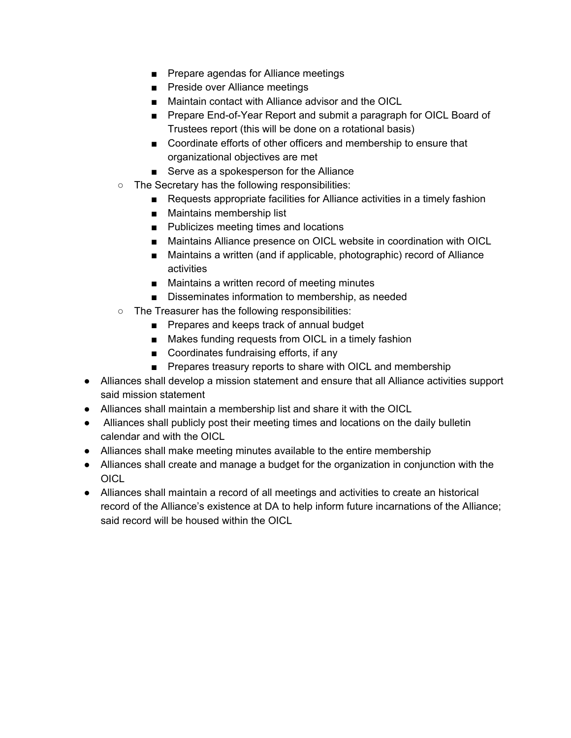- Prepare agendas for Alliance meetings
        - Preside over Alliance meetings
        - Maintain contact with Alliance advisor and the OICL
        - Prepare End-of-Year Report and submit a paragraph for OICL Board of Trustees report (this will be done on a rotational basis)
        - Coordinate efforts of other officers and membership to ensure that organizational objectives are met
        - Serve as a spokesperson for the Alliance
    - The Secretary has the following responsibilities:
        - Requests appropriate facilities for Alliance activities in a timely fashion
        - Maintains membership list
        - Publicizes meeting times and locations
        - Maintains Alliance presence on OICL website in coordination with OICL
        - Maintains a written (and if applicable, photographic) record of Alliance activities
        - Maintains a written record of meeting minutes
        - Disseminates information to membership, as needed
    - The Treasurer has the following responsibilities:
        - Prepares and keeps track of annual budget
        - Makes funding requests from OICL in a timely fashion
        - Coordinates fundraising efforts, if any
        - Prepares treasury reports to share with OICL and membership
- Alliances shall develop a mission statement and ensure that all Alliance activities support said mission statement
- Alliances shall maintain a membership list and share it with the OICL
- Alliances shall publicly post their meeting times and locations on the daily bulletin calendar and with the OICL
- Alliances shall make meeting minutes available to the entire membership
- Alliances shall create and manage a budget for the organization in conjunction with the OICL
- Alliances shall maintain a record of all meetings and activities to create an historical record of the Alliance's existence at DA to help inform future incarnations of the Alliance; said record will be housed within the OICL